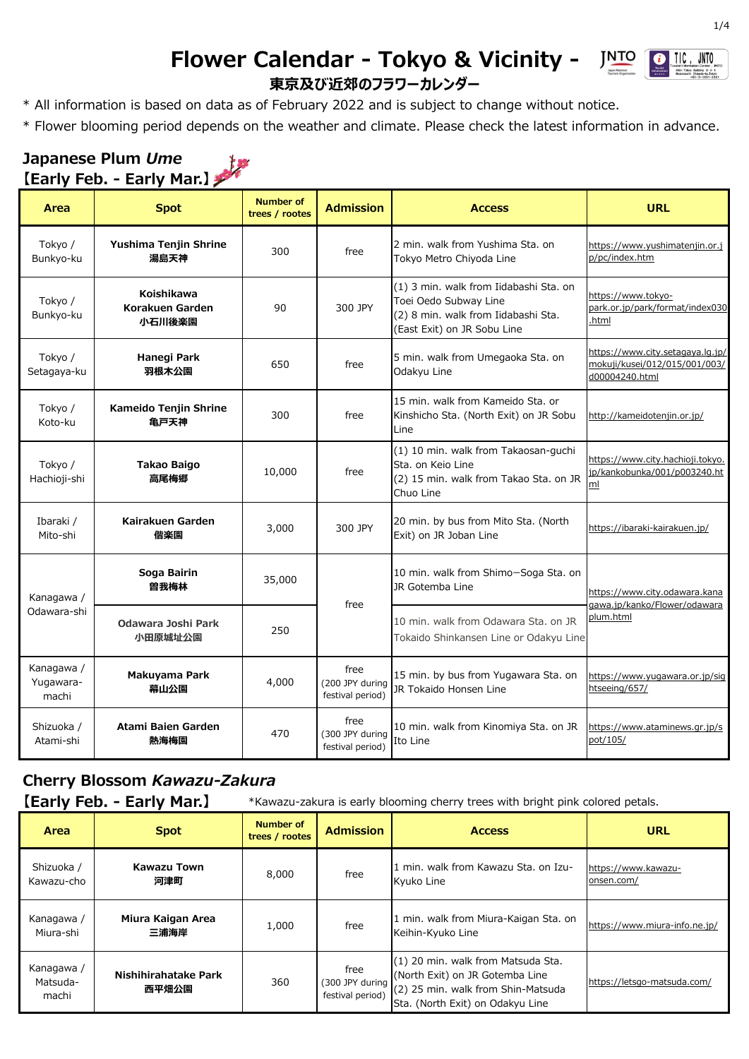# Flower Calendar - Tokyo & Vicinity -
## 東京及び近郊のフラワーカレンダー

* All information is based on data as of February 2022 and is subject to change without notice.
* Flower blooming period depends on the weather and climate. Please check the latest information in advance.

### Japanese Plum *Ume*
### 【Early Feb. - Early Mar.】

| Area | Spot | Number of trees / rootes | Admission | Access | URL |
|---|---|---|---|---|---|
| Tokyo / Bunkyo-ku | **Yushima Tenjin Shrine 湯島天神** | 300 | free | 2 min. walk from Yushima Sta. on Tokyo Metro Chiyoda Line | https://www.yushimatenjin.or.jp/pc/index.htm |
| Tokyo / Bunkyo-ku | **Koishikawa Korakuen Garden 小石川後楽園** | 90 | 300 JPY | (1) 3 min. walk from Iidabashi Sta. on Toei Oedo Subway Line (2) 8 min. walk from Iidabashi Sta. (East Exit) on JR Sobu Line | https://www.tokyo-park.or.jp/park/format/index030.html |
| Tokyo / Setagaya-ku | **Hanegi Park 羽根木公園** | 650 | free | 5 min. walk from Umegaoka Sta. on Odakyu Line | https://www.city.setagaya.lg.jp/mokuji/kusei/012/015/001/003/d00004240.html |
| Tokyo / Koto-ku | **Kameido Tenjin Shrine 亀戸天神** | 300 | free | 15 min. walk from Kameido Sta. or Kinshicho Sta. (North Exit) on JR Sobu Line | http://kameidotenjin.or.jp/ |
| Tokyo / Hachioji-shi | **Takao Baigo 高尾梅郷** | 10,000 | free | (1) 10 min. walk from Takaosan-guchi Sta. on Keio Line (2) 15 min. walk from Takao Sta. on JR Chuo Line | https://www.city.hachioji.tokyo.jp/kankobunka/001/p003240.html |
| Ibaraki / Mito-shi | **Kairakuen Garden 偕楽園** | 3,000 | 300 JPY | 20 min. by bus from Mito Sta. (North Exit) on JR Joban Line | https://ibaraki-kairakuen.jp/ |
| Kanagawa / Odawara-shi | **Soga Bairin 曽我梅林** | 35,000 | free | 10 min. walk from Shimo−Soga Sta. on JR Gotemba Line | https://www.city.odawara.kanagawa.jp/kanko/Flower/odawaraplum.html |
| | **Odawara Joshi Park 小田原城址公園** | 250 | | 10 min. walk from Odawara Sta. on JR Tokaido Shinkansen Line or Odakyu Line | |
| Kanagawa / Yugawara-machi | **Makuyama Park 幕山公園** | 4,000 | free (200 JPY during festival period) | 15 min. by bus from Yugawara Sta. on JR Tokaido Honsen Line | https://www.yugawara.or.jp/sightseeing/657/ |
| Shizuoka / Atami-shi | **Atami Baien Garden 熱海梅園** | 470 | free (300 JPY during festival period) | 10 min. walk from Kinomiya Sta. on JR Ito Line | https://www.ataminews.gr.jp/spot/105/ |

### Cherry Blossom *Kawazu-Zakura*
### 【Early Feb. - Early Mar.】

*Kawazu-zakura is early blooming cherry trees with bright pink colored petals.

| Area | Spot | Number of trees / rootes | Admission | Access | URL |
|---|---|---|---|---|---|
| Shizuoka / Kawazu-cho | **Kawazu Town 河津町** | 8,000 | free | 1 min. walk from Kawazu Sta. on Izu-Kyuko Line | https://www.kawazu-onsen.com/ |
| Kanagawa / Miura-shi | **Miura Kaigan Area 三浦海岸** | 1,000 | free | 1 min. walk from Miura-Kaigan Sta. on Keihin-Kyuko Line | https://www.miura-info.ne.jp/ |
| Kanagawa / Matsuda-machi | **Nishihirahatake Park 西平畑公園** | 360 | free (300 JPY during festival period) | (1) 20 min. walk from Matsuda Sta. (North Exit) on JR Gotemba Line (2) 25 min. walk from Shin-Matsuda Sta. (North Exit) on Odakyu Line | https://letsgo-matsuda.com/ |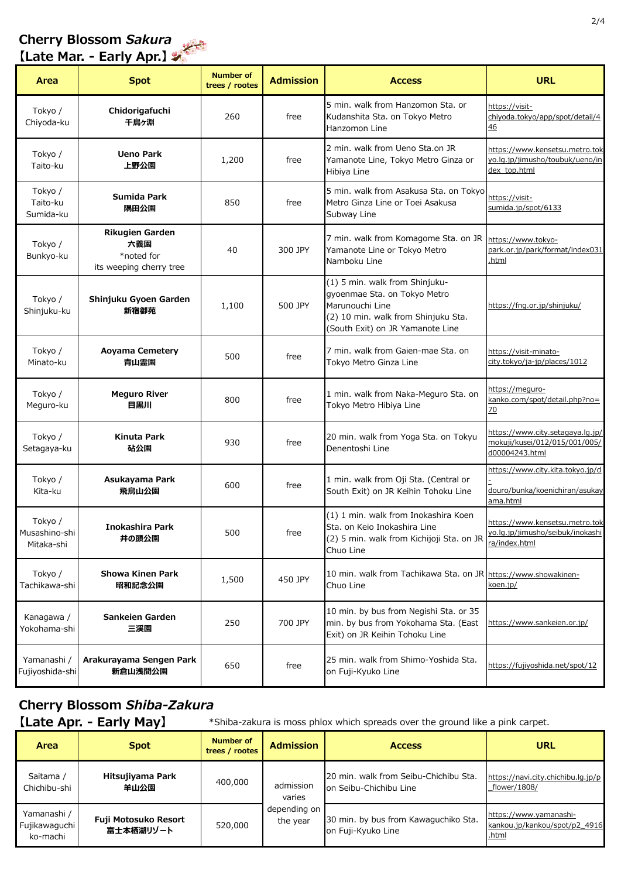## Cherry Blossom *Sakura*
## 【Late Mar. - Early Apr.】

| Area | Spot | Number of trees / rootes | Admission | Access | URL |
|---|---|---|---|---|---|
| Tokyo / Chiyoda-ku | **Chidorigafuchi 千鳥ヶ淵** | 260 | free | 5 min. walk from Hanzomon Sta. or Kudanshita Sta. on Tokyo Metro Hanzomon Line | https://visit-chiyoda.tokyo/app/spot/detail/446 |
| Tokyo / Taito-ku | **Ueno Park 上野公園** | 1,200 | free | 2 min. walk from Ueno Sta.on JR Yamanote Line, Tokyo Metro Ginza or Hibiya Line | https://www.kensetsu.metro.tokyo.lg.jp/jimusho/toubuk/ueno/index_top.html |
| Tokyo / Taito-ku Sumida-ku | **Sumida Park 隅田公園** | 850 | free | 5 min. walk from Asakusa Sta. on Tokyo Metro Ginza Line or Toei Asakusa Subway Line | https://visit-sumida.jp/spot/6133 |
| Tokyo / Bunkyo-ku | **Rikugien Garden 六義園** *noted for its weeping cherry tree | 40 | 300 JPY | 7 min. walk from Komagome Sta. on JR Yamanote Line or Tokyo Metro Namboku Line | https://www.tokyo-park.or.jp/park/format/index031.html |
| Tokyo / Shinjuku-ku | **Shinjuku Gyoen Garden 新宿御苑** | 1,100 | 500 JPY | (1) 5 min. walk from Shinjuku-gyoenmae Sta. on Tokyo Metro Marunouchi Line (2) 10 min. walk from Shinjuku Sta. (South Exit) on JR Yamanote Line | https://fng.or.jp/shinjuku/ |
| Tokyo / Minato-ku | **Aoyama Cemetery 青山霊園** | 500 | free | 7 min. walk from Gaien-mae Sta. on Tokyo Metro Ginza Line | https://visit-minato-city.tokyo/ja-jp/places/1012 |
| Tokyo / Meguro-ku | **Meguro River 目黒川** | 800 | free | 1 min. walk from Naka-Meguro Sta. on Tokyo Metro Hibiya Line | https://meguro-kanko.com/spot/detail.php?no=70 |
| Tokyo / Setagaya-ku | **Kinuta Park 砧公園** | 930 | free | 20 min. walk from Yoga Sta. on Tokyu Denentoshi Line | https://www.city.setagaya.lg.jp/mokuji/kusei/012/015/001/005/d00004243.html |
| Tokyo / Kita-ku | **Asukayama Park 飛鳥山公園** | 600 | free | 1 min. walk from Oji Sta. (Central or South Exit) on JR Keihin Tohoku Line | https://www.city.kita.tokyo.jp/d-douro/bunka/koenichiran/asukayama.html |
| Tokyo / Musashino-shi Mitaka-shi | **Inokashira Park 井の頭公園** | 500 | free | (1) 1 min. walk from Inokashira Koen Sta. on Keio Inokashira Line (2) 5 min. walk from Kichijoji Sta. on JR Chuo Line | https://www.kensetsu.metro.tokyo.lg.jp/jimusho/seibuk/inokashira/index.html |
| Tokyo / Tachikawa-shi | **Showa Kinen Park 昭和記念公園** | 1,500 | 450 JPY | 10 min. walk from Tachikawa Sta. on JR Chuo Line | https://www.showakinen-koen.jp/ |
| Kanagawa / Yokohama-shi | **Sankeien Garden 三溪園** | 250 | 700 JPY | 10 min. by bus from Negishi Sta. or 35 min. by bus from Yokohama Sta. (East Exit) on JR Keihin Tohoku Line | https://www.sankeien.or.jp/ |
| Yamanashi / Fujiyoshida-shi | **Arakurayama Sengen Park 新倉山浅間公園** | 650 | free | 25 min. walk from Shimo-Yoshida Sta. on Fuji-Kyuko Line | https://fujiyoshida.net/spot/12 |

## Cherry Blossom *Shiba-Zakura*
## 【Late Apr. - Early May】

*Shiba-zakura is moss phlox which spreads over the ground like a pink carpet.

| Area | Spot | Number of trees / rootes | Admission | Access | URL |
|---|---|---|---|---|---|
| Saitama / Chichibu-shi | **Hitsujiyama Park 羊山公園** | 400,000 | admission varies depending on the year | 20 min. walk from Seibu-Chichibu Sta. on Seibu-Chichibu Line | https://navi.city.chichibu.lg.jp/p_flower/1808/ |
| Yamanashi / Fujikawaguchiko-machi | **Fuji Motosuko Resort 富士本栖湖リゾート** | 520,000 | | 30 min. by bus from Kawaguchiko Sta. on Fuji-Kyuko Line | https://www.yamanashi-kankou.jp/kankou/spot/p2_4916.html |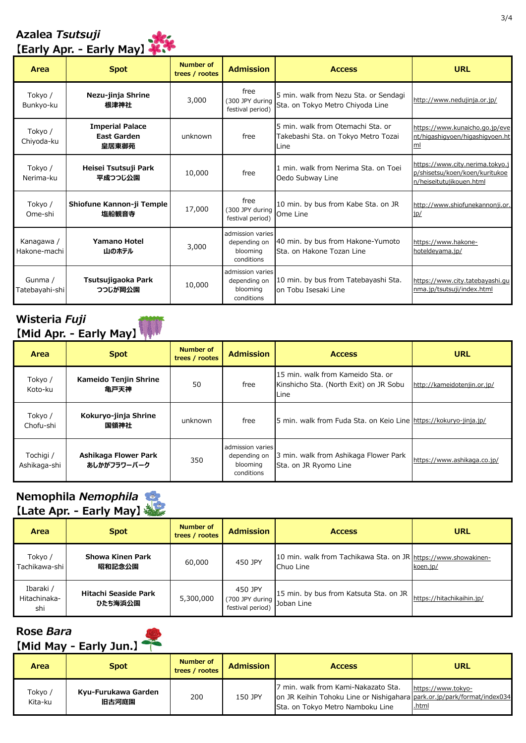## Azalea *Tsutsuji*
## 【Early Apr. - Early May】

| Area | Spot | Number of trees / rootes | Admission | Access | URL |
|---|---|---|---|---|---|
| Tokyo / Bunkyo-ku | **Nezu-jinja Shrine 根津神社** | 3,000 | free (300 JPY during festival period) | 5 min. walk from Nezu Sta. or Sendagi Sta. on Tokyo Metro Chiyoda Line | http://www.nedujinja.or.jp/ |
| Tokyo / Chiyoda-ku | **Imperial Palace East Garden 皇居東御苑** | unknown | free | 5 min. walk from Otemachi Sta. or Takebashi Sta. on Tokyo Metro Tozai Line | https://www.kunaicho.go.jp/event/higashigyoen/higashigyoen.html |
| Tokyo / Nerima-ku | **Heisei Tsutsuji Park 平成つつじ公園** | 10,000 | free | 1 min. walk from Nerima Sta. on Toei Oedo Subway Line | https://www.city.nerima.tokyo.jp/shisetsu/koen/koen/kuritukoen/heiseitutujikouen.html |
| Tokyo / Ome-shi | **Shiofune Kannon-ji Temple 塩船観音寺** | 17,000 | free (300 JPY during festival period) | 10 min. by bus from Kabe Sta. on JR Ome Line | http://www.shiofunekannonji.or.jp/ |
| Kanagawa / Hakone-machi | **Yamano Hotel 山のホテル** | 3,000 | admission varies depending on blooming conditions | 40 min. by bus from Hakone-Yumoto Sta. on Hakone Tozan Line | https://www.hakone-hoteldeyama.jp/ |
| Gunma / Tatebayahi-shi | **Tsutsujigaoka Park つつじが岡公園** | 10,000 | admission varies depending on blooming conditions | 10 min. by bus from Tatebayashi Sta. on Tobu Isesaki Line | https://www.city.tatebayashi.gunma.jp/tsutsuji/index.html |

## Wisteria *Fuji*
## 【Mid Apr. - Early May】

| Area | Spot | Number of trees / rootes | Admission | Access | URL |
|---|---|---|---|---|---|
| Tokyo / Koto-ku | **Kameido Tenjin Shrine 亀戸天神** | 50 | free | 15 min. walk from Kameido Sta. or Kinshicho Sta. (North Exit) on JR Sobu Line | http://kameidotenjin.or.jp/ |
| Tokyo / Chofu-shi | **Kokuryo-jinja Shrine 国領神社** | unknown | free | 5 min. walk from Fuda Sta. on Keio Line | https://kokuryo-jinja.jp/ |
| Tochigi / Ashikaga-shi | **Ashikaga Flower Park あしかがフラワーパーク** | 350 | admission varies depending on blooming conditions | 3 min. walk from Ashikaga Flower Park Sta. on JR Ryomo Line | https://www.ashikaga.co.jp/ |

## Nemophila *Nemophila*
## 【Late Apr. - Early May】

| Area | Spot | Number of trees / rootes | Admission | Access | URL |
|---|---|---|---|---|---|
| Tokyo / Tachikawa-shi | **Showa Kinen Park 昭和記念公園** | 60,000 | 450 JPY | 10 min. walk from Tachikawa Sta. on JR Chuo Line | https://www.showakinen-koen.jp/ |
| Ibaraki / Hitachinaka-shi | **Hitachi Seaside Park ひたち海浜公園** | 5,300,000 | 450 JPY (700 JPY during festival period) | 15 min. by bus from Katsuta Sta. on JR Joban Line | https://hitachikaihin.jp/ |

## Rose *Bara*
## 【Mid May - Early Jun.】

| Area | Spot | Number of trees / rootes | Admission | Access | URL |
|---|---|---|---|---|---|
| Tokyo / Kita-ku | **Kyu-Furukawa Garden 旧古河庭園** | 200 | 150 JPY | 7 min. walk from Kami-Nakazato Sta. on JR Keihin Tohoku Line or Nishigahara Sta. on Tokyo Metro Namboku Line | https://www.tokyo-park.or.jp/park/format/index034.html |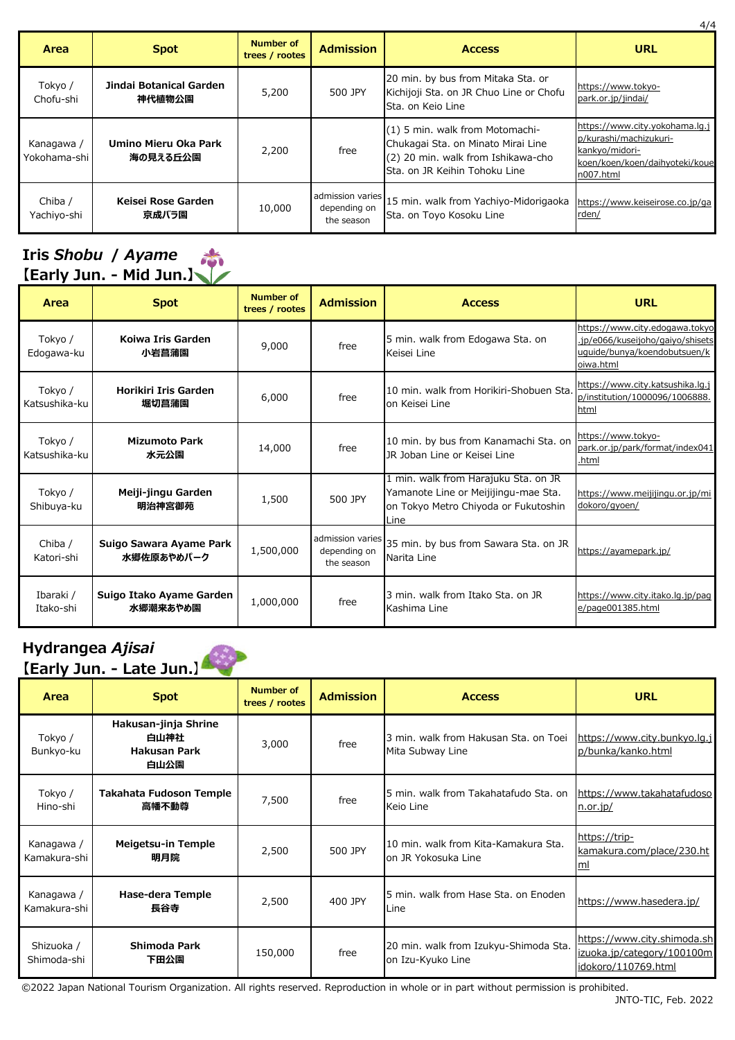| Area | Spot | Number of trees / rootes | Admission | Access | URL |
|---|---|---|---|---|---|
| Tokyo / Chofu-shi | **Jindai Botanical Garden 神代植物公園** | 5,200 | 500 JPY | 20 min. by bus from Mitaka Sta. or Kichijoji Sta. on JR Chuo Line or Chofu Sta. on Keio Line | https://www.tokyo-park.or.jp/jindai/ |
| Kanagawa / Yokohama-shi | **Umino Mieru Oka Park 海の見える丘公園** | 2,200 | free | (1) 5 min. walk from Motomachi-Chukagai Sta. on Minato Mirai Line (2) 20 min. walk from Ishikawa-cho Sta. on JR Keihin Tohoku Line | https://www.city.yokohama.lg.jp/kurashi/machizukuri-kankyo/midori-koen/koen/koen/daihyoteki/koen007.html |
| Chiba / Yachiyo-shi | **Keisei Rose Garden 京成バラ園** | 10,000 | admission varies depending on the season | 15 min. walk from Yachiyo-Midorigaoka Sta. on Toyo Kosoku Line | https://www.keiseirose.co.jp/garden/ |

## Iris *Shobu* / *Ayame* 【Early Jun. - Mid Jun.】

| Area | Spot | Number of trees / rootes | Admission | Access | URL |
|---|---|---|---|---|---|
| Tokyo / Edogawa-ku | **Koiwa Iris Garden 小岩菖蒲園** | 9,000 | free | 5 min. walk from Edogawa Sta. on Keisei Line | https://www.city.edogawa.tokyo.jp/e066/kuseijoho/gaiyo/shisetsuguide/bunya/koendobutsuen/koiwa.html |
| Tokyo / Katsushika-ku | **Horikiri Iris Garden 堀切菖蒲園** | 6,000 | free | 10 min. walk from Horikiri-Shobuen Sta. on Keisei Line | https://www.city.katsushika.lg.jp/institution/1000096/1006888.html |
| Tokyo / Katsushika-ku | **Mizumoto Park 水元公園** | 14,000 | free | 10 min. by bus from Kanamachi Sta. on JR Joban Line or Keisei Line | https://www.tokyo-park.or.jp/park/format/index041.html |
| Tokyo / Shibuya-ku | **Meiji-jingu Garden 明治神宮御苑** | 1,500 | 500 JPY | 1 min. walk from Harajuku Sta. on JR Yamanote Line or Meijijingu-mae Sta. on Tokyo Metro Chiyoda or Fukutoshin Line | https://www.meijijingu.or.jp/midokoro/gyoen/ |
| Chiba / Katori-shi | **Suigo Sawara Ayame Park 水郷佐原あやめパーク** | 1,500,000 | admission varies depending on the season | 35 min. by bus from Sawara Sta. on JR Narita Line | https://ayamepark.jp/ |
| Ibaraki / Itako-shi | **Suigo Itako Ayame Garden 水郷潮来あやめ園** | 1,000,000 | free | 3 min. walk from Itako Sta. on JR Kashima Line | https://www.city.itako.lg.jp/page/page001385.html |

## Hydrangea *Ajisai* 【Early Jun. - Late Jun.】

| Area | Spot | Number of trees / rootes | Admission | Access | URL |
|---|---|---|---|---|---|
| Tokyo / Bunkyo-ku | **Hakusan-jinja Shrine 白山神社 Hakusan Park 白山公園** | 3,000 | free | 3 min. walk from Hakusan Sta. on Toei Mita Subway Line | https://www.city.bunkyo.lg.jp/bunka/kanko.html |
| Tokyo / Hino-shi | **Takahata Fudoson Temple 高幡不動尊** | 7,500 | free | 5 min. walk from Takahatafudo Sta. on Keio Line | https://www.takahatafudoson.or.jp/ |
| Kanagawa / Kamakura-shi | **Meigetsu-in Temple 明月院** | 2,500 | 500 JPY | 10 min. walk from Kita-Kamakura Sta. on JR Yokosuka Line | https://trip-kamakura.com/place/230.html |
| Kanagawa / Kamakura-shi | **Hase-dera Temple 長谷寺** | 2,500 | 400 JPY | 5 min. walk from Hase Sta. on Enoden Line | https://www.hasedera.jp/ |
| Shizuoka / Shimoda-shi | **Shimoda Park 下田公園** | 150,000 | free | 20 min. walk from Izukyu-Shimoda Sta. on Izu-Kyuko Line | https://www.city.shimoda.shizuoka.jp/category/100100midokoro/110769.html |

©2022 Japan National Tourism Organization. All rights reserved. Reproduction in whole or in part without permission is prohibited.

JNTO-TIC, Feb. 2022